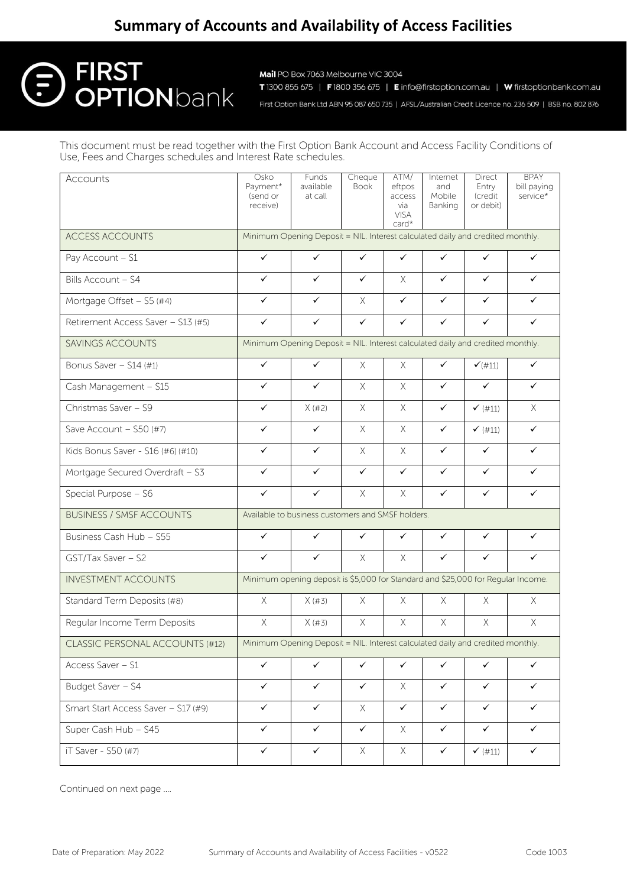# Summary of Accounts and Availability of Access Facilities

**FIRST OPTION bank**

**Mail** PO Box 7063 Melbourne VIC 3004

**T** 1300 855 675 | **F** 1800 356 675 | **E** info@firstoption.com.au | **W** firstoptionbank.com.au

First Option Bank Ltd ABN 95 087 650 735 | AFSL/Australian Credit Licence no. 236 509 | BSB no. 802 876

This document must be read together with the First Option Bank Account and Access Facility Conditions of Use, Fees and Charges schedules and Interest Rate schedules.

| Accounts | Osko Payment* (send or receive) | Funds available at call | Cheque Book | ATM/ eftpos access via VISA card* | Internet and Mobile Banking | Direct Entry (credit or debit) | BPAY bill paying service* |
|---|---|---|---|---|---|---|---|
| ACCESS ACCOUNTS | Minimum Opening Deposit = NIL. Interest calculated daily and credited monthly. | | | | | | |
| Pay Account – S1 | ✓ | ✓ | ✓ | ✓ | ✓ | ✓ | ✓ |
| Bills Account – S4 | ✓ | ✓ | ✓ | X | ✓ | ✓ | ✓ |
| Mortgage Offset – S5 (#4) | ✓ | ✓ | X | ✓ | ✓ | ✓ | ✓ |
| Retirement Access Saver – S13 (#5) | ✓ | ✓ | ✓ | ✓ | ✓ | ✓ | ✓ |
| SAVINGS ACCOUNTS | Minimum Opening Deposit = NIL. Interest calculated daily and credited monthly. | | | | | | |
| Bonus Saver – S14 (#1) | ✓ | ✓ | X | X | ✓ | ✓(#11) | ✓ |
| Cash Management – S15 | ✓ | ✓ | X | X | ✓ | ✓ | ✓ |
| Christmas Saver – S9 | ✓ | X (#2) | X | X | ✓ | ✓ (#11) | X |
| Save Account – S50 (#7) | ✓ | ✓ | X | X | ✓ | ✓ (#11) | ✓ |
| Kids Bonus Saver - S16 (#6) (#10) | ✓ | ✓ | X | X | ✓ | ✓ | ✓ |
| Mortgage Secured Overdraft – S3 | ✓ | ✓ | ✓ | ✓ | ✓ | ✓ | ✓ |
| Special Purpose – S6 | ✓ | ✓ | X | X | ✓ | ✓ | ✓ |
| BUSINESS / SMSF ACCOUNTS | Available to business customers and SMSF holders. | | | | | | |
| Business Cash Hub – S55 | ✓ | ✓ | ✓ | ✓ | ✓ | ✓ | ✓ |
| GST/Tax Saver – S2 | ✓ | ✓ | X | X | ✓ | ✓ | ✓ |
| INVESTMENT ACCOUNTS | Minimum opening deposit is $5,000 for Standard and $25,000 for Regular Income. | | | | | | |
| Standard Term Deposits (#8) | X | X (#3) | X | X | X | X | X |
| Regular Income Term Deposits | X | X (#3) | X | X | X | X | X |
| CLASSIC PERSONAL ACCOUNTS (#12) | Minimum Opening Deposit = NIL. Interest calculated daily and credited monthly. | | | | | | |
| Access Saver – S1 | ✓ | ✓ | ✓ | ✓ | ✓ | ✓ | ✓ |
| Budget Saver – S4 | ✓ | ✓ | ✓ | X | ✓ | ✓ | ✓ |
| Smart Start Access Saver – S17 (#9) | ✓ | ✓ | X | ✓ | ✓ | ✓ | ✓ |
| Super Cash Hub – S45 | ✓ | ✓ | ✓ | X | ✓ | ✓ | ✓ |
| iT Saver - S50 (#7) | ✓ | ✓ | X | X | ✓ | ✓ (#11) | ✓ |

Continued on next page ....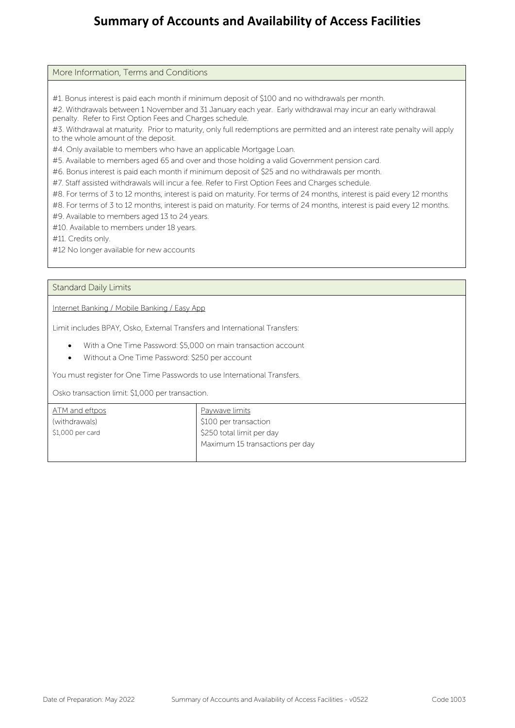# Summary of Accounts and Availability of Access Facilities

## More Information, Terms and Conditions

#1. Bonus interest is paid each month if minimum deposit of $100 and no withdrawals per month.

#2. Withdrawals between 1 November and 31 January each year. Early withdrawal may incur an early withdrawal penalty. Refer to First Option Fees and Charges schedule.

#3. Withdrawal at maturity. Prior to maturity, only full redemptions are permitted and an interest rate penalty will apply to the whole amount of the deposit.

#4. Only available to members who have an applicable Mortgage Loan.

#5. Available to members aged 65 and over and those holding a valid Government pension card.

#6. Bonus interest is paid each month if minimum deposit of $25 and no withdrawals per month.

#7. Staff assisted withdrawals will incur a fee. Refer to First Option Fees and Charges schedule.

#8. For terms of 3 to 12 months, interest is paid on maturity. For terms of 24 months, interest is paid every 12 months

#8. For terms of 3 to 12 months, interest is paid on maturity. For terms of 24 months, interest is paid every 12 months.

#9. Available to members aged 13 to 24 years.

#10. Available to members under 18 years.

#11. Credits only.

#12 No longer available for new accounts

## Standard Daily Limits

Internet Banking / Mobile Banking / Easy App

Limit includes BPAY, Osko, External Transfers and International Transfers:

- With a One Time Password: $5,000 on main transaction account
- Without a One Time Password: $250 per account

You must register for One Time Passwords to use International Transfers.

Osko transaction limit: $1,000 per transaction.

| ATM and eftpos | Paywave limits |
|---|---|
| (withdrawals)<br>$1,000 per card | $100 per transaction<br>$250 total limit per day<br>Maximum 15 transactions per day |